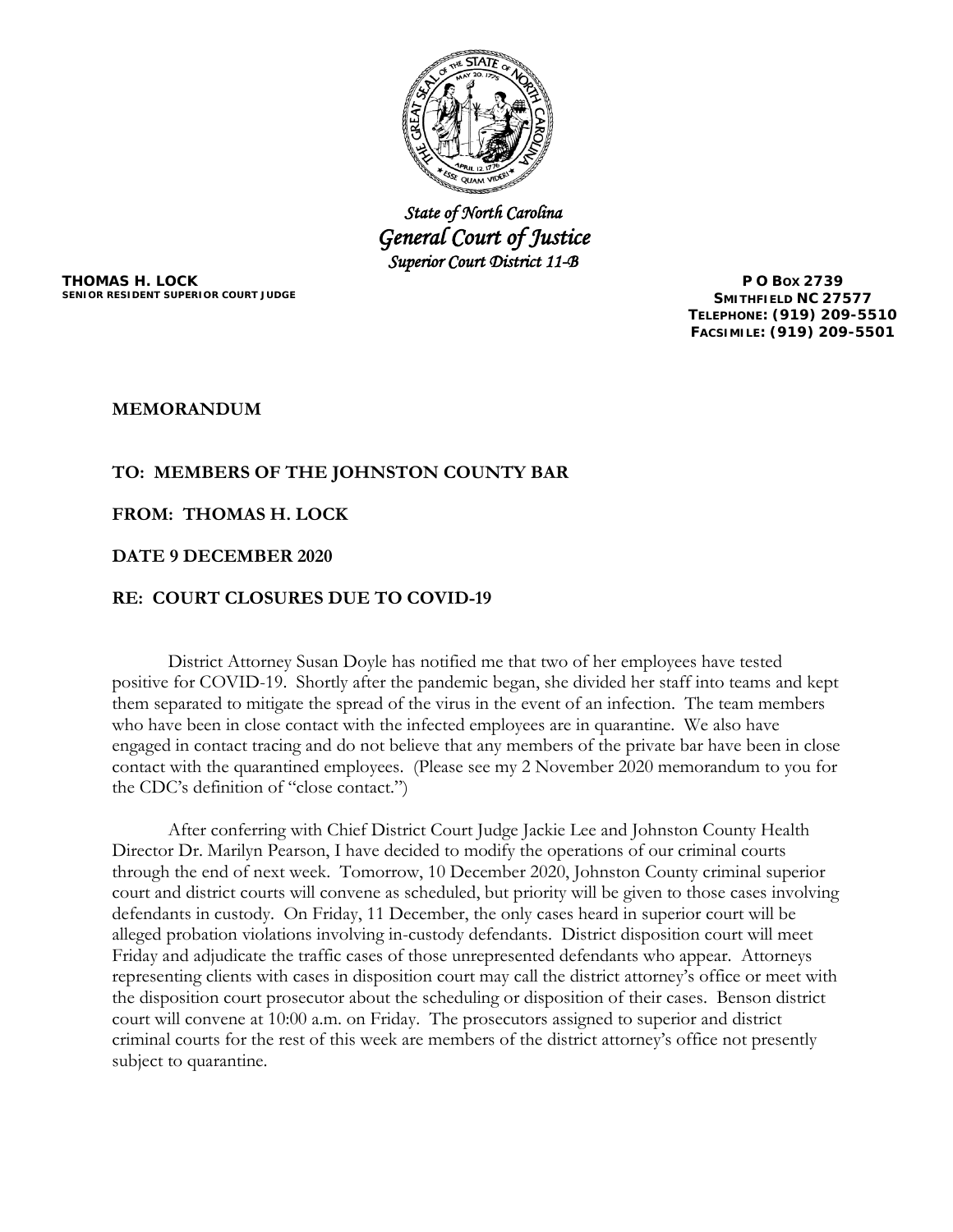*State of North Carolina*
*General Court of Justice*
*Superior Court District 11-B*

**THOMAS H. LOCK**
**SENIOR RESIDENT SUPERIOR COURT JUDGE**

**P O BOX 2739**
**SMITHFIELD NC 27577**
**TELEPHONE: (919) 209-5510**
**FACSIMILE: (919) 209-5501**

**MEMORANDUM**

**TO: MEMBERS OF THE JOHNSTON COUNTY BAR**

**FROM: THOMAS H. LOCK**

**DATE 9 DECEMBER 2020**

**RE: COURT CLOSURES DUE TO COVID-19**

District Attorney Susan Doyle has notified me that two of her employees have tested positive for COVID-19. Shortly after the pandemic began, she divided her staff into teams and kept them separated to mitigate the spread of the virus in the event of an infection. The team members who have been in close contact with the infected employees are in quarantine. We also have engaged in contact tracing and do not believe that any members of the private bar have been in close contact with the quarantined employees. (Please see my 2 November 2020 memorandum to you for the CDC's definition of "close contact.")

After conferring with Chief District Court Judge Jackie Lee and Johnston County Health Director Dr. Marilyn Pearson, I have decided to modify the operations of our criminal courts through the end of next week. Tomorrow, 10 December 2020, Johnston County criminal superior court and district courts will convene as scheduled, but priority will be given to those cases involving defendants in custody. On Friday, 11 December, the only cases heard in superior court will be alleged probation violations involving in-custody defendants. District disposition court will meet Friday and adjudicate the traffic cases of those unrepresented defendants who appear. Attorneys representing clients with cases in disposition court may call the district attorney's office or meet with the disposition court prosecutor about the scheduling or disposition of their cases. Benson district court will convene at 10:00 a.m. on Friday. The prosecutors assigned to superior and district criminal courts for the rest of this week are members of the district attorney's office not presently subject to quarantine.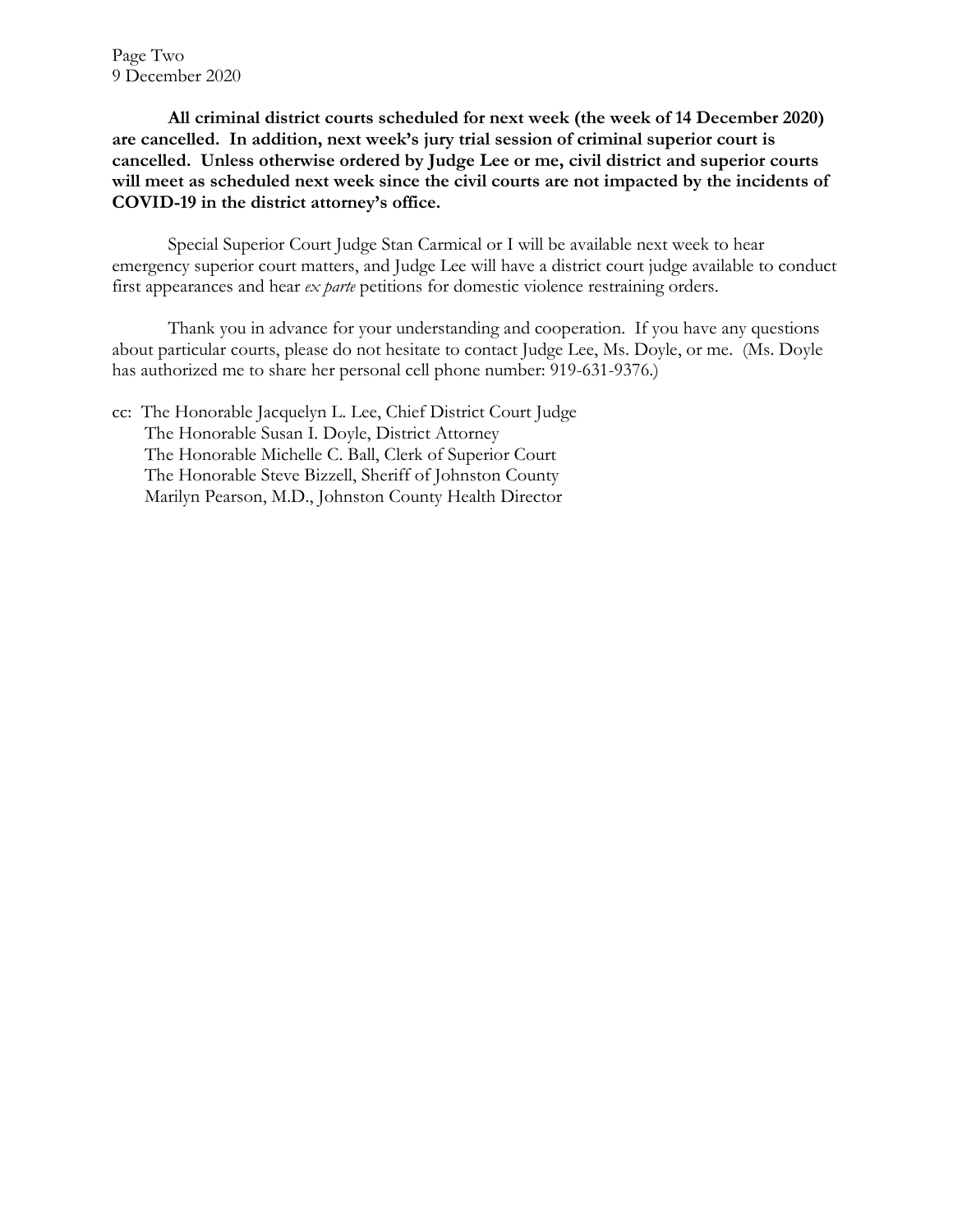**All criminal district courts scheduled for next week (the week of 14 December 2020) are cancelled. In addition, next week's jury trial session of criminal superior court is cancelled. Unless otherwise ordered by Judge Lee or me, civil district and superior courts will meet as scheduled next week since the civil courts are not impacted by the incidents of COVID-19 in the district attorney's office.**

Special Superior Court Judge Stan Carmical or I will be available next week to hear emergency superior court matters, and Judge Lee will have a district court judge available to conduct first appearances and hear *ex parte* petitions for domestic violence restraining orders.

Thank you in advance for your understanding and cooperation. If you have any questions about particular courts, please do not hesitate to contact Judge Lee, Ms. Doyle, or me. (Ms. Doyle has authorized me to share her personal cell phone number: 919-631-9376.)

cc: The Honorable Jacquelyn L. Lee, Chief District Court Judge
The Honorable Susan I. Doyle, District Attorney
The Honorable Michelle C. Ball, Clerk of Superior Court
The Honorable Steve Bizzell, Sheriff of Johnston County
Marilyn Pearson, M.D., Johnston County Health Director